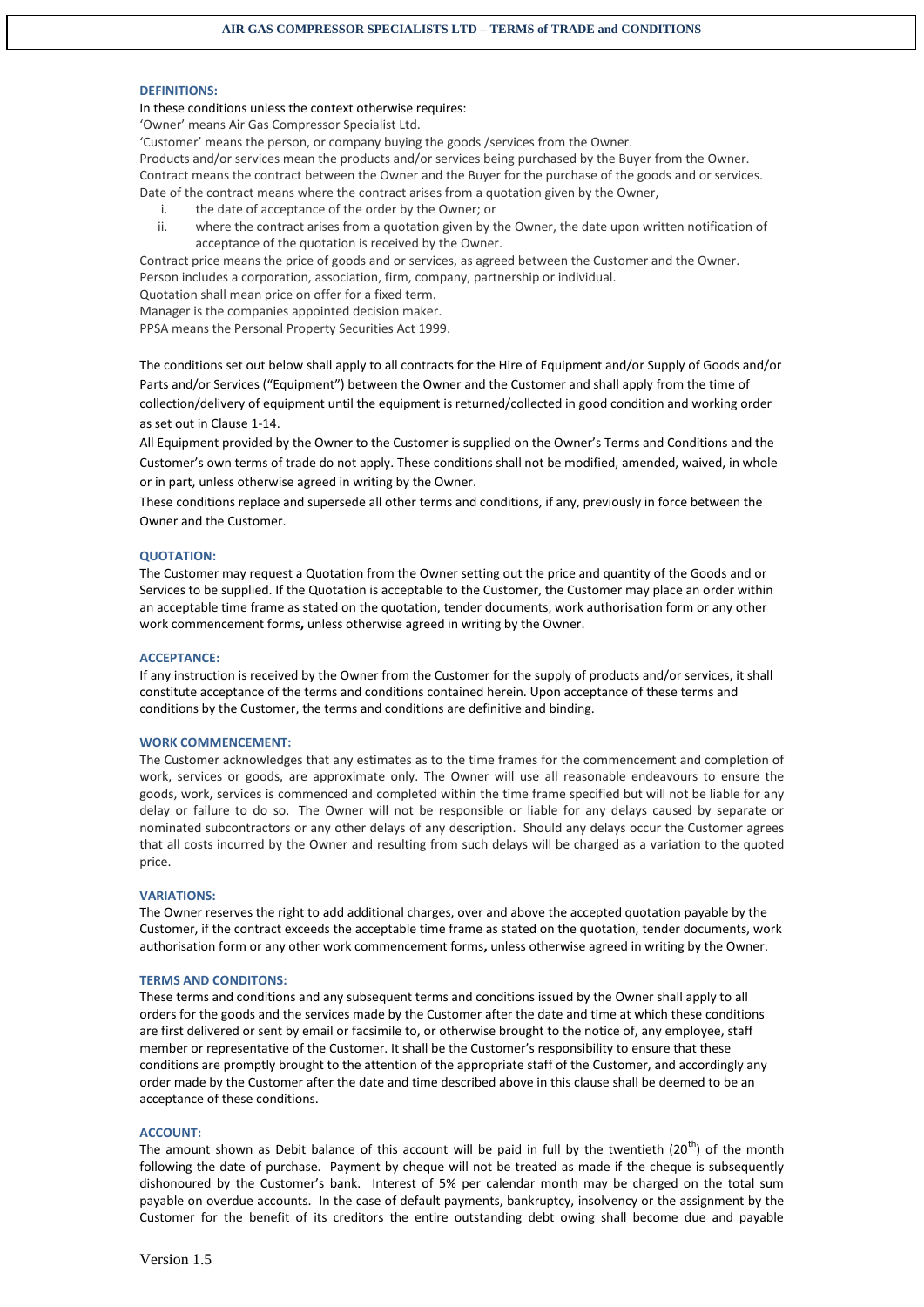**AIR GAS COMPRESSOR SPECIALISTS LTD – TERMS of TRADE and CONDITIONS**

### DEFINITIONS:

In these conditions unless the context otherwise requires:

'Owner' means Air Gas Compressor Specialist Ltd.

'Customer' means the person, or company buying the goods /services from the Owner.

Products and/or services mean the products and/or services being purchased by the Buyer from the Owner.

Contract means the contract between the Owner and the Buyer for the purchase of the goods and or services.

Date of the contract means where the contract arises from a quotation given by the Owner,

i. the date of acceptance of the order by the Owner; or
ii. where the contract arises from a quotation given by the Owner, the date upon written notification of acceptance of the quotation is received by the Owner.

Contract price means the price of goods and or services, as agreed between the Customer and the Owner.

Person includes a corporation, association, firm, company, partnership or individual.

Quotation shall mean price on offer for a fixed term.

Manager is the companies appointed decision maker.

PPSA means the Personal Property Securities Act 1999.

The conditions set out below shall apply to all contracts for the Hire of Equipment and/or Supply of Goods and/or Parts and/or Services ("Equipment") between the Owner and the Customer and shall apply from the time of collection/delivery of equipment until the equipment is returned/collected in good condition and working order as set out in Clause 1-14.

All Equipment provided by the Owner to the Customer is supplied on the Owner's Terms and Conditions and the Customer's own terms of trade do not apply. These conditions shall not be modified, amended, waived, in whole or in part, unless otherwise agreed in writing by the Owner.

These conditions replace and supersede all other terms and conditions, if any, previously in force between the Owner and the Customer.

### QUOTATION:

The Customer may request a Quotation from the Owner setting out the price and quantity of the Goods and or Services to be supplied. If the Quotation is acceptable to the Customer, the Customer may place an order within an acceptable time frame as stated on the quotation, tender documents, work authorisation form or any other work commencement forms**,** unless otherwise agreed in writing by the Owner.

### ACCEPTANCE:

If any instruction is received by the Owner from the Customer for the supply of products and/or services, it shall constitute acceptance of the terms and conditions contained herein. Upon acceptance of these terms and conditions by the Customer, the terms and conditions are definitive and binding.

### WORK COMMENCEMENT:

The Customer acknowledges that any estimates as to the time frames for the commencement and completion of work, services or goods, are approximate only. The Owner will use all reasonable endeavours to ensure the goods, work, services is commenced and completed within the time frame specified but will not be liable for any delay or failure to do so. The Owner will not be responsible or liable for any delays caused by separate or nominated subcontractors or any other delays of any description. Should any delays occur the Customer agrees that all costs incurred by the Owner and resulting from such delays will be charged as a variation to the quoted price.

### VARIATIONS:

The Owner reserves the right to add additional charges, over and above the accepted quotation payable by the Customer, if the contract exceeds the acceptable time frame as stated on the quotation, tender documents, work authorisation form or any other work commencement forms**,** unless otherwise agreed in writing by the Owner.

### TERMS AND CONDITONS:

These terms and conditions and any subsequent terms and conditions issued by the Owner shall apply to all orders for the goods and the services made by the Customer after the date and time at which these conditions are first delivered or sent by email or facsimile to, or otherwise brought to the notice of, any employee, staff member or representative of the Customer. It shall be the Customer's responsibility to ensure that these conditions are promptly brought to the attention of the appropriate staff of the Customer, and accordingly any order made by the Customer after the date and time described above in this clause shall be deemed to be an acceptance of these conditions.

### ACCOUNT:

The amount shown as Debit balance of this account will be paid in full by the twentieth (20th) of the month following the date of purchase. Payment by cheque will not be treated as made if the cheque is subsequently dishonoured by the Customer's bank. Interest of 5% per calendar month may be charged on the total sum payable on overdue accounts. In the case of default payments, bankruptcy, insolvency or the assignment by the Customer for the benefit of its creditors the entire outstanding debt owing shall become due and payable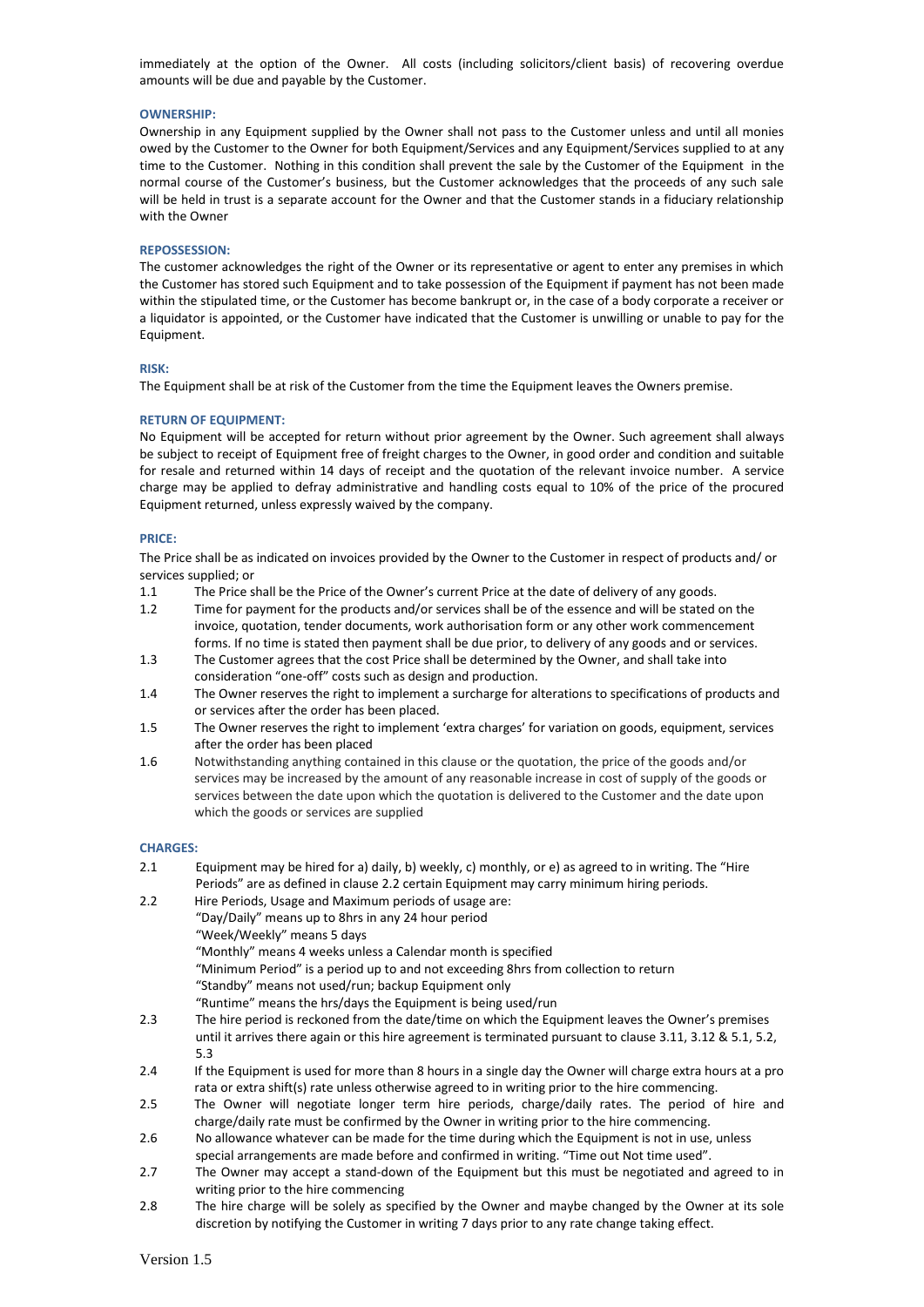immediately at the option of the Owner. All costs (including solicitors/client basis) of recovering overdue amounts will be due and payable by the Customer.

### OWNERSHIP:

Ownership in any Equipment supplied by the Owner shall not pass to the Customer unless and until all monies owed by the Customer to the Owner for both Equipment/Services and any Equipment/Services supplied to at any time to the Customer. Nothing in this condition shall prevent the sale by the Customer of the Equipment in the normal course of the Customer's business, but the Customer acknowledges that the proceeds of any such sale will be held in trust is a separate account for the Owner and that the Customer stands in a fiduciary relationship with the Owner

### REPOSSESSION:

The customer acknowledges the right of the Owner or its representative or agent to enter any premises in which the Customer has stored such Equipment and to take possession of the Equipment if payment has not been made within the stipulated time, or the Customer has become bankrupt or, in the case of a body corporate a receiver or a liquidator is appointed, or the Customer have indicated that the Customer is unwilling or unable to pay for the Equipment.

### RISK:

The Equipment shall be at risk of the Customer from the time the Equipment leaves the Owners premise.

### RETURN OF EQUIPMENT:

No Equipment will be accepted for return without prior agreement by the Owner. Such agreement shall always be subject to receipt of Equipment free of freight charges to the Owner, in good order and condition and suitable for resale and returned within 14 days of receipt and the quotation of the relevant invoice number. A service charge may be applied to defray administrative and handling costs equal to 10% of the price of the procured Equipment returned, unless expressly waived by the company.

### PRICE:

The Price shall be as indicated on invoices provided by the Owner to the Customer in respect of products and/ or services supplied; or

1.1 The Price shall be the Price of the Owner's current Price at the date of delivery of any goods.

1.2 Time for payment for the products and/or services shall be of the essence and will be stated on the invoice, quotation, tender documents, work authorisation form or any other work commencement forms. If no time is stated then payment shall be due prior, to delivery of any goods and or services.

1.3 The Customer agrees that the cost Price shall be determined by the Owner, and shall take into consideration "one-off" costs such as design and production.

1.4 The Owner reserves the right to implement a surcharge for alterations to specifications of products and or services after the order has been placed.

1.5 The Owner reserves the right to implement 'extra charges' for variation on goods, equipment, services after the order has been placed

1.6 Notwithstanding anything contained in this clause or the quotation, the price of the goods and/or services may be increased by the amount of any reasonable increase in cost of supply of the goods or services between the date upon which the quotation is delivered to the Customer and the date upon which the goods or services are supplied

### CHARGES:

2.1 Equipment may be hired for a) daily, b) weekly, c) monthly, or e) as agreed to in writing. The "Hire Periods" are as defined in clause 2.2 certain Equipment may carry minimum hiring periods.

2.2 Hire Periods, Usage and Maximum periods of usage are:
"Day/Daily" means up to 8hrs in any 24 hour period
"Week/Weekly" means 5 days
"Monthly" means 4 weeks unless a Calendar month is specified
"Minimum Period" is a period up to and not exceeding 8hrs from collection to return
"Standby" means not used/run; backup Equipment only
"Runtime" means the hrs/days the Equipment is being used/run

2.3 The hire period is reckoned from the date/time on which the Equipment leaves the Owner's premises until it arrives there again or this hire agreement is terminated pursuant to clause 3.11, 3.12 & 5.1, 5.2, 5.3

2.4 If the Equipment is used for more than 8 hours in a single day the Owner will charge extra hours at a pro rata or extra shift(s) rate unless otherwise agreed to in writing prior to the hire commencing.

2.5 The Owner will negotiate longer term hire periods, charge/daily rates. The period of hire and charge/daily rate must be confirmed by the Owner in writing prior to the hire commencing.

2.6 No allowance whatever can be made for the time during which the Equipment is not in use, unless special arrangements are made before and confirmed in writing. "Time out Not time used".

2.7 The Owner may accept a stand-down of the Equipment but this must be negotiated and agreed to in writing prior to the hire commencing

2.8 The hire charge will be solely as specified by the Owner and maybe changed by the Owner at its sole discretion by notifying the Customer in writing 7 days prior to any rate change taking effect.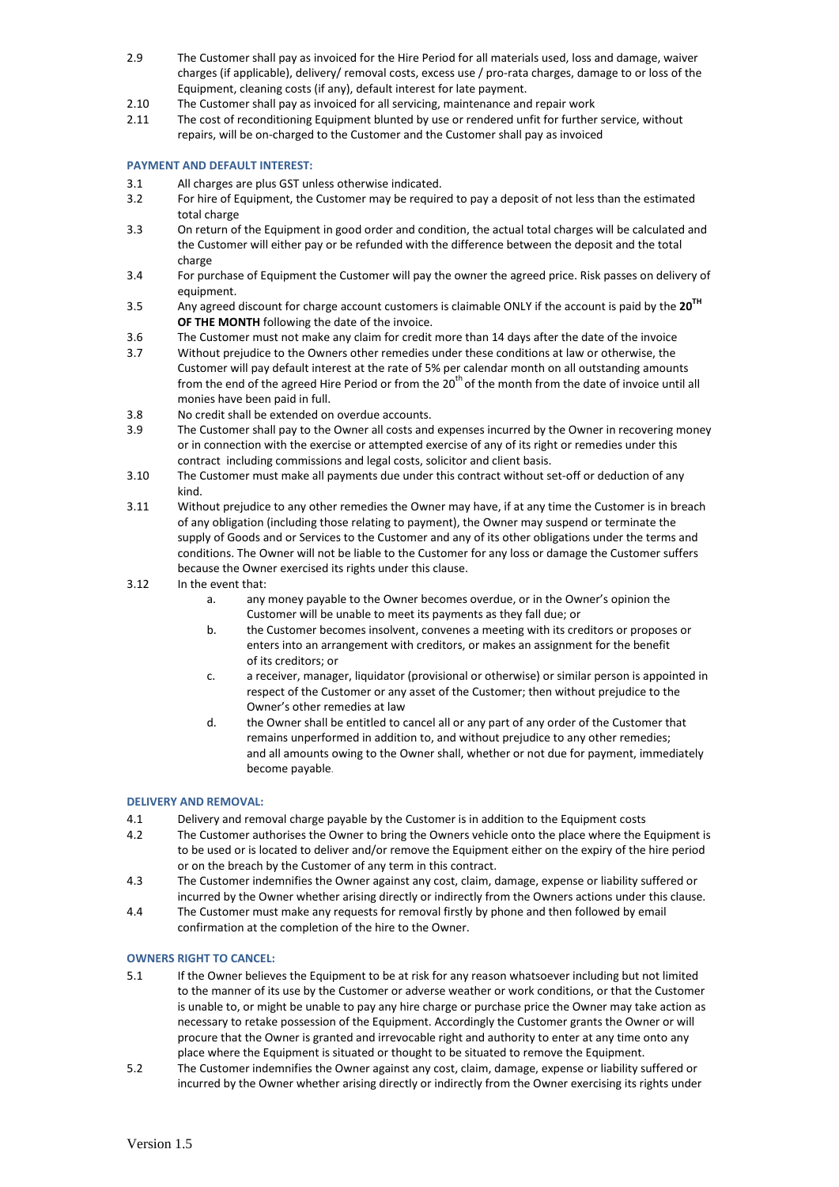2.9 The Customer shall pay as invoiced for the Hire Period for all materials used, loss and damage, waiver charges (if applicable), delivery/ removal costs, excess use / pro-rata charges, damage to or loss of the Equipment, cleaning costs (if any), default interest for late payment.

2.10 The Customer shall pay as invoiced for all servicing, maintenance and repair work

2.11 The cost of reconditioning Equipment blunted by use or rendered unfit for further service, without repairs, will be on-charged to the Customer and the Customer shall pay as invoiced

### PAYMENT AND DEFAULT INTEREST:

3.1 All charges are plus GST unless otherwise indicated.

3.2 For hire of Equipment, the Customer may be required to pay a deposit of not less than the estimated total charge

3.3 On return of the Equipment in good order and condition, the actual total charges will be calculated and the Customer will either pay or be refunded with the difference between the deposit and the total charge

3.4 For purchase of Equipment the Customer will pay the owner the agreed price. Risk passes on delivery of equipment.

3.5 Any agreed discount for charge account customers is claimable ONLY if the account is paid by the **20TH OF THE MONTH** following the date of the invoice.

3.6 The Customer must not make any claim for credit more than 14 days after the date of the invoice

3.7 Without prejudice to the Owners other remedies under these conditions at law or otherwise, the Customer will pay default interest at the rate of 5% per calendar month on all outstanding amounts from the end of the agreed Hire Period or from the 20th of the month from the date of invoice until all monies have been paid in full.

3.8 No credit shall be extended on overdue accounts.

3.9 The Customer shall pay to the Owner all costs and expenses incurred by the Owner in recovering money or in connection with the exercise or attempted exercise of any of its right or remedies under this contract including commissions and legal costs, solicitor and client basis.

3.10 The Customer must make all payments due under this contract without set-off or deduction of any kind.

3.11 Without prejudice to any other remedies the Owner may have, if at any time the Customer is in breach of any obligation (including those relating to payment), the Owner may suspend or terminate the supply of Goods and or Services to the Customer and any of its other obligations under the terms and conditions. The Owner will not be liable to the Customer for any loss or damage the Customer suffers because the Owner exercised its rights under this clause.

3.12 In the event that:

a. any money payable to the Owner becomes overdue, or in the Owner's opinion the Customer will be unable to meet its payments as they fall due; or

b. the Customer becomes insolvent, convenes a meeting with its creditors or proposes or enters into an arrangement with creditors, or makes an assignment for the benefit of its creditors; or

c. a receiver, manager, liquidator (provisional or otherwise) or similar person is appointed in respect of the Customer or any asset of the Customer; then without prejudice to the Owner's other remedies at law

d. the Owner shall be entitled to cancel all or any part of any order of the Customer that remains unperformed in addition to, and without prejudice to any other remedies; and all amounts owing to the Owner shall, whether or not due for payment, immediately become payable.

### DELIVERY AND REMOVAL:

4.1 Delivery and removal charge payable by the Customer is in addition to the Equipment costs

4.2 The Customer authorises the Owner to bring the Owners vehicle onto the place where the Equipment is to be used or is located to deliver and/or remove the Equipment either on the expiry of the hire period or on the breach by the Customer of any term in this contract.

4.3 The Customer indemnifies the Owner against any cost, claim, damage, expense or liability suffered or incurred by the Owner whether arising directly or indirectly from the Owners actions under this clause.

4.4 The Customer must make any requests for removal firstly by phone and then followed by email confirmation at the completion of the hire to the Owner.

### OWNERS RIGHT TO CANCEL:

5.1 If the Owner believes the Equipment to be at risk for any reason whatsoever including but not limited to the manner of its use by the Customer or adverse weather or work conditions, or that the Customer is unable to, or might be unable to pay any hire charge or purchase price the Owner may take action as necessary to retake possession of the Equipment. Accordingly the Customer grants the Owner or will procure that the Owner is granted and irrevocable right and authority to enter at any time onto any place where the Equipment is situated or thought to be situated to remove the Equipment.

5.2 The Customer indemnifies the Owner against any cost, claim, damage, expense or liability suffered or incurred by the Owner whether arising directly or indirectly from the Owner exercising its rights under

Version 1.5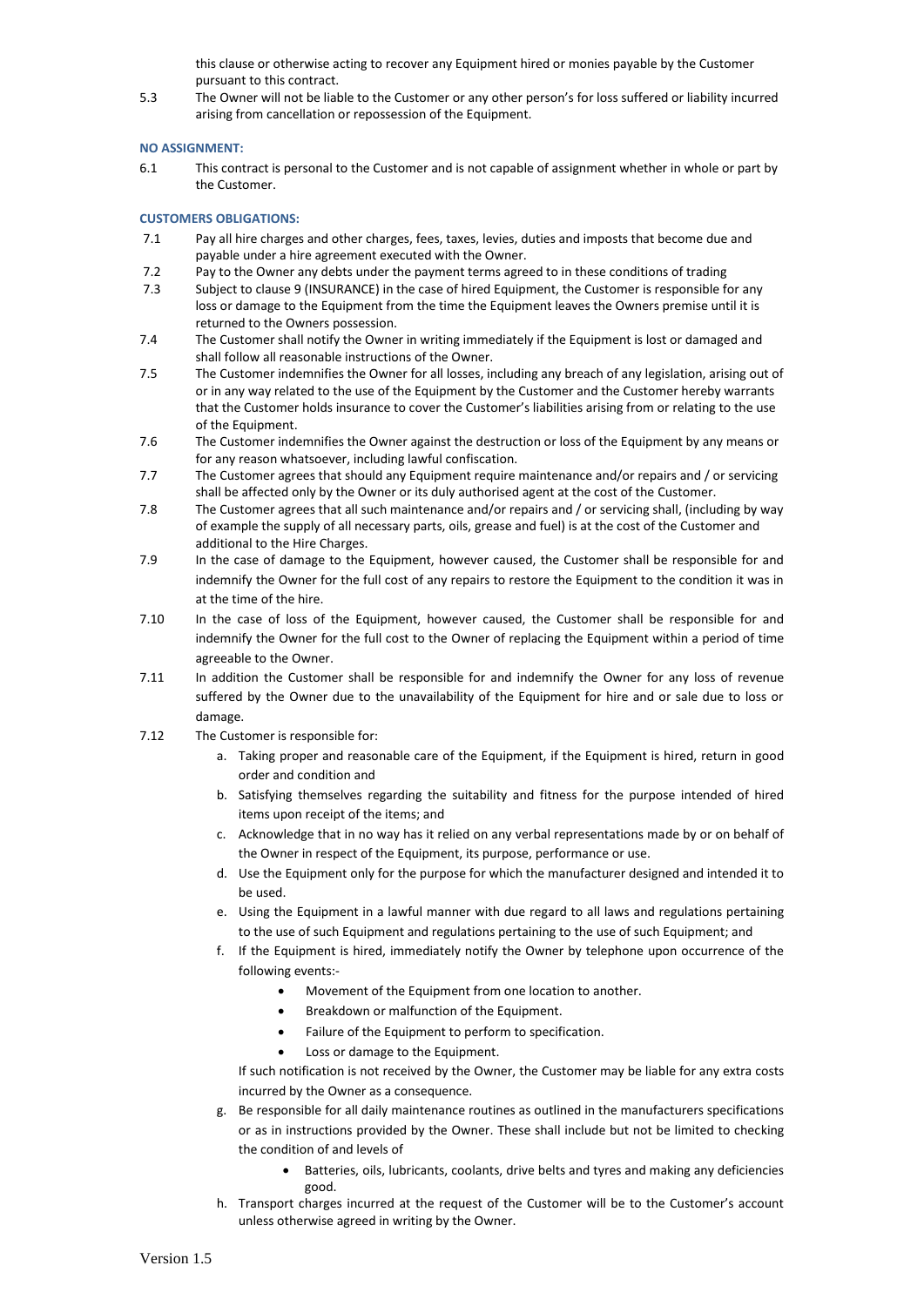this clause or otherwise acting to recover any Equipment hired or monies payable by the Customer pursuant to this contract.

5.3 The Owner will not be liable to the Customer or any other person's for loss suffered or liability incurred arising from cancellation or repossession of the Equipment.

**NO ASSIGNMENT:**

6.1 This contract is personal to the Customer and is not capable of assignment whether in whole or part by the Customer.

**CUSTOMERS OBLIGATIONS:**

7.1 Pay all hire charges and other charges, fees, taxes, levies, duties and imposts that become due and payable under a hire agreement executed with the Owner.

7.2 Pay to the Owner any debts under the payment terms agreed to in these conditions of trading

7.3 Subject to clause 9 (INSURANCE) in the case of hired Equipment, the Customer is responsible for any loss or damage to the Equipment from the time the Equipment leaves the Owners premise until it is returned to the Owners possession.

7.4 The Customer shall notify the Owner in writing immediately if the Equipment is lost or damaged and shall follow all reasonable instructions of the Owner.

7.5 The Customer indemnifies the Owner for all losses, including any breach of any legislation, arising out of or in any way related to the use of the Equipment by the Customer and the Customer hereby warrants that the Customer holds insurance to cover the Customer's liabilities arising from or relating to the use of the Equipment.

7.6 The Customer indemnifies the Owner against the destruction or loss of the Equipment by any means or for any reason whatsoever, including lawful confiscation.

7.7 The Customer agrees that should any Equipment require maintenance and/or repairs and / or servicing shall be affected only by the Owner or its duly authorised agent at the cost of the Customer.

7.8 The Customer agrees that all such maintenance and/or repairs and / or servicing shall, (including by way of example the supply of all necessary parts, oils, grease and fuel) is at the cost of the Customer and additional to the Hire Charges.

7.9 In the case of damage to the Equipment, however caused, the Customer shall be responsible for and indemnify the Owner for the full cost of any repairs to restore the Equipment to the condition it was in at the time of the hire.

7.10 In the case of loss of the Equipment, however caused, the Customer shall be responsible for and indemnify the Owner for the full cost to the Owner of replacing the Equipment within a period of time agreeable to the Owner.

7.11 In addition the Customer shall be responsible for and indemnify the Owner for any loss of revenue suffered by the Owner due to the unavailability of the Equipment for hire and or sale due to loss or damage.

7.12 The Customer is responsible for:

a. Taking proper and reasonable care of the Equipment, if the Equipment is hired, return in good order and condition and
b. Satisfying themselves regarding the suitability and fitness for the purpose intended of hired items upon receipt of the items; and
c. Acknowledge that in no way has it relied on any verbal representations made by or on behalf of the Owner in respect of the Equipment, its purpose, performance or use.
d. Use the Equipment only for the purpose for which the manufacturer designed and intended it to be used.
e. Using the Equipment in a lawful manner with due regard to all laws and regulations pertaining to the use of such Equipment and regulations pertaining to the use of such Equipment; and
f. If the Equipment is hired, immediately notify the Owner by telephone upon occurrence of the following events:-
    - Movement of the Equipment from one location to another.
    - Breakdown or malfunction of the Equipment.
    - Failure of the Equipment to perform to specification.
    - Loss or damage to the Equipment.

   If such notification is not received by the Owner, the Customer may be liable for any extra costs incurred by the Owner as a consequence.
g. Be responsible for all daily maintenance routines as outlined in the manufacturers specifications or as in instructions provided by the Owner. These shall include but not be limited to checking the condition of and levels of
    - Batteries, oils, lubricants, coolants, drive belts and tyres and making any deficiencies good.
h. Transport charges incurred at the request of the Customer will be to the Customer's account unless otherwise agreed in writing by the Owner.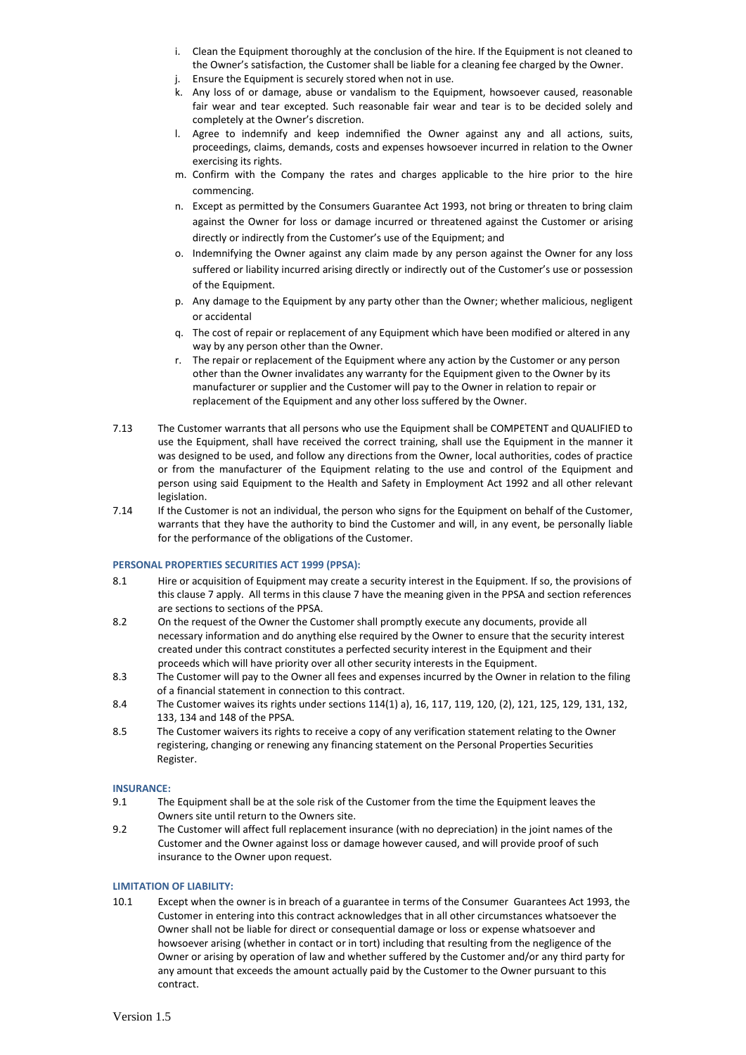i. Clean the Equipment thoroughly at the conclusion of the hire. If the Equipment is not cleaned to the Owner's satisfaction, the Customer shall be liable for a cleaning fee charged by the Owner.
j. Ensure the Equipment is securely stored when not in use.
k. Any loss of or damage, abuse or vandalism to the Equipment, howsoever caused, reasonable fair wear and tear excepted. Such reasonable fair wear and tear is to be decided solely and completely at the Owner's discretion.
l. Agree to indemnify and keep indemnified the Owner against any and all actions, suits, proceedings, claims, demands, costs and expenses howsoever incurred in relation to the Owner exercising its rights.
m. Confirm with the Company the rates and charges applicable to the hire prior to the hire commencing.
n. Except as permitted by the Consumers Guarantee Act 1993, not bring or threaten to bring claim against the Owner for loss or damage incurred or threatened against the Customer or arising directly or indirectly from the Customer's use of the Equipment; and
o. Indemnifying the Owner against any claim made by any person against the Owner for any loss suffered or liability incurred arising directly or indirectly out of the Customer's use or possession of the Equipment.
p. Any damage to the Equipment by any party other than the Owner; whether malicious, negligent or accidental
q. The cost of repair or replacement of any Equipment which have been modified or altered in any way by any person other than the Owner.
r. The repair or replacement of the Equipment where any action by the Customer or any person other than the Owner invalidates any warranty for the Equipment given to the Owner by its manufacturer or supplier and the Customer will pay to the Owner in relation to repair or replacement of the Equipment and any other loss suffered by the Owner.

7.13 The Customer warrants that all persons who use the Equipment shall be COMPETENT and QUALIFIED to use the Equipment, shall have received the correct training, shall use the Equipment in the manner it was designed to be used, and follow any directions from the Owner, local authorities, codes of practice or from the manufacturer of the Equipment relating to the use and control of the Equipment and person using said Equipment to the Health and Safety in Employment Act 1992 and all other relevant legislation.

7.14 If the Customer is not an individual, the person who signs for the Equipment on behalf of the Customer, warrants that they have the authority to bind the Customer and will, in any event, be personally liable for the performance of the obligations of the Customer.

### PERSONAL PROPERTIES SECURITIES ACT 1999 (PPSA):

8.1 Hire or acquisition of Equipment may create a security interest in the Equipment. If so, the provisions of this clause 7 apply. All terms in this clause 7 have the meaning given in the PPSA and section references are sections to sections of the PPSA.

8.2 On the request of the Owner the Customer shall promptly execute any documents, provide all necessary information and do anything else required by the Owner to ensure that the security interest created under this contract constitutes a perfected security interest in the Equipment and their proceeds which will have priority over all other security interests in the Equipment.

8.3 The Customer will pay to the Owner all fees and expenses incurred by the Owner in relation to the filing of a financial statement in connection to this contract.

8.4 The Customer waives its rights under sections 114(1) a), 16, 117, 119, 120, (2), 121, 125, 129, 131, 132, 133, 134 and 148 of the PPSA.

8.5 The Customer waivers its rights to receive a copy of any verification statement relating to the Owner registering, changing or renewing any financing statement on the Personal Properties Securities Register.

### INSURANCE:

9.1 The Equipment shall be at the sole risk of the Customer from the time the Equipment leaves the Owners site until return to the Owners site.

9.2 The Customer will affect full replacement insurance (with no depreciation) in the joint names of the Customer and the Owner against loss or damage however caused, and will provide proof of such insurance to the Owner upon request.

### LIMITATION OF LIABILITY:

10.1 Except when the owner is in breach of a guarantee in terms of the Consumer Guarantees Act 1993, the Customer in entering into this contract acknowledges that in all other circumstances whatsoever the Owner shall not be liable for direct or consequential damage or loss or expense whatsoever and howsoever arising (whether in contact or in tort) including that resulting from the negligence of the Owner or arising by operation of law and whether suffered by the Customer and/or any third party for any amount that exceeds the amount actually paid by the Customer to the Owner pursuant to this contract.

Version 1.5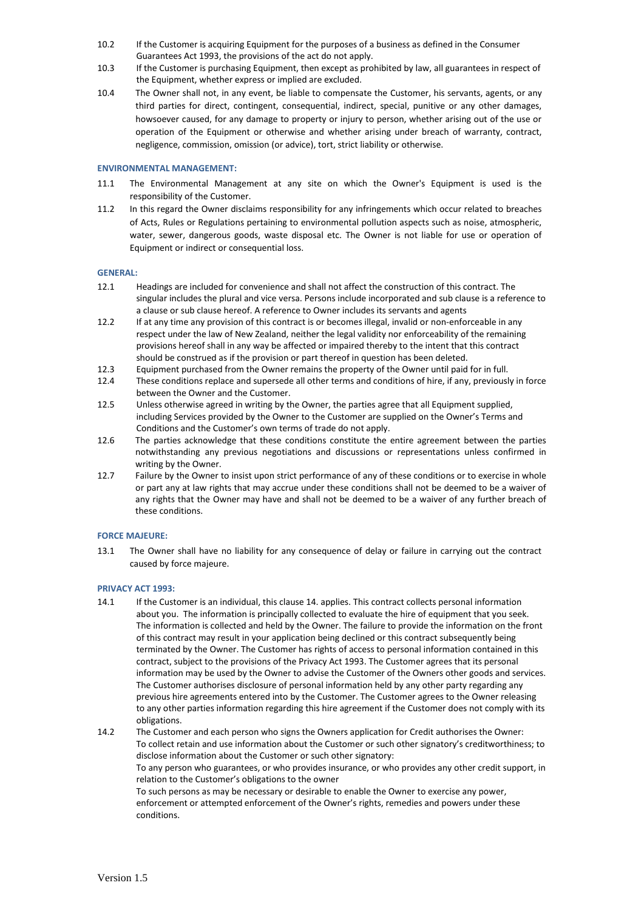10.2 If the Customer is acquiring Equipment for the purposes of a business as defined in the Consumer Guarantees Act 1993, the provisions of the act do not apply.

10.3 If the Customer is purchasing Equipment, then except as prohibited by law, all guarantees in respect of the Equipment, whether express or implied are excluded.

10.4 The Owner shall not, in any event, be liable to compensate the Customer, his servants, agents, or any third parties for direct, contingent, consequential, indirect, special, punitive or any other damages, howsoever caused, for any damage to property or injury to person, whether arising out of the use or operation of the Equipment or otherwise and whether arising under breach of warranty, contract, negligence, commission, omission (or advice), tort, strict liability or otherwise.

**ENVIRONMENTAL MANAGEMENT:**

11.1 The Environmental Management at any site on which the Owner's Equipment is used is the responsibility of the Customer.

11.2 In this regard the Owner disclaims responsibility for any infringements which occur related to breaches of Acts, Rules or Regulations pertaining to environmental pollution aspects such as noise, atmospheric, water, sewer, dangerous goods, waste disposal etc. The Owner is not liable for use or operation of Equipment or indirect or consequential loss.

**GENERAL:**

12.1 Headings are included for convenience and shall not affect the construction of this contract. The singular includes the plural and vice versa. Persons include incorporated and sub clause is a reference to a clause or sub clause hereof. A reference to Owner includes its servants and agents

12.2 If at any time any provision of this contract is or becomes illegal, invalid or non-enforceable in any respect under the law of New Zealand, neither the legal validity nor enforceability of the remaining provisions hereof shall in any way be affected or impaired thereby to the intent that this contract should be construed as if the provision or part thereof in question has been deleted.

12.3 Equipment purchased from the Owner remains the property of the Owner until paid for in full.

12.4 These conditions replace and supersede all other terms and conditions of hire, if any, previously in force between the Owner and the Customer.

12.5 Unless otherwise agreed in writing by the Owner, the parties agree that all Equipment supplied, including Services provided by the Owner to the Customer are supplied on the Owner's Terms and Conditions and the Customer's own terms of trade do not apply.

12.6 The parties acknowledge that these conditions constitute the entire agreement between the parties notwithstanding any previous negotiations and discussions or representations unless confirmed in writing by the Owner.

12.7 Failure by the Owner to insist upon strict performance of any of these conditions or to exercise in whole or part any at law rights that may accrue under these conditions shall not be deemed to be a waiver of any rights that the Owner may have and shall not be deemed to be a waiver of any further breach of these conditions.

**FORCE MAJEURE:**

13.1 The Owner shall have no liability for any consequence of delay or failure in carrying out the contract caused by force majeure.

**PRIVACY ACT 1993:**

14.1 If the Customer is an individual, this clause 14. applies. This contract collects personal information about you. The information is principally collected to evaluate the hire of equipment that you seek. The information is collected and held by the Owner. The failure to provide the information on the front of this contract may result in your application being declined or this contract subsequently being terminated by the Owner. The Customer has rights of access to personal information contained in this contract, subject to the provisions of the Privacy Act 1993. The Customer agrees that its personal information may be used by the Owner to advise the Customer of the Owners other goods and services. The Customer authorises disclosure of personal information held by any other party regarding any previous hire agreements entered into by the Customer. The Customer agrees to the Owner releasing to any other parties information regarding this hire agreement if the Customer does not comply with its obligations.

14.2 The Customer and each person who signs the Owners application for Credit authorises the Owner: To collect retain and use information about the Customer or such other signatory's creditworthiness; to disclose information about the Customer or such other signatory:
To any person who guarantees, or who provides insurance, or who provides any other credit support, in relation to the Customer's obligations to the owner
To such persons as may be necessary or desirable to enable the Owner to exercise any power, enforcement or attempted enforcement of the Owner's rights, remedies and powers under these conditions.

Version 1.5